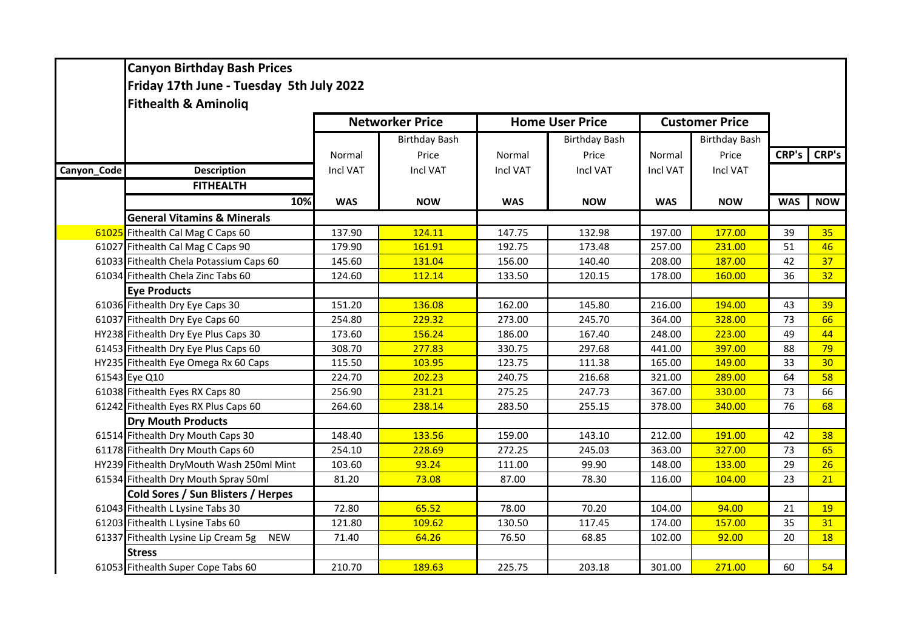**Canyon Birthday Bash Prices**

**Friday 17th June - Tuesday 5th July 2022**

**Fithealth & Aminoliq**

| | | Networker Price | | Home User Price | | Customer Price | | | |
|---|---|---|---|---|---|---|---|---|---|
| | | Normal | Birthday Bash Price | Normal | Birthday Bash Price | Normal | Birthday Bash Price | CRP's | CRP's |
| **Canyon_Code** | **Description** | Incl VAT | Incl VAT | Incl VAT | Incl VAT | Incl VAT | Incl VAT | | |
| | **FITHEALTH** | | | | | | | | |
| | **10%** | **WAS** | **NOW** | **WAS** | **NOW** | **WAS** | **NOW** | **WAS** | **NOW** |
| | **General Vitamins & Minerals** | | | | | | | | |
| 61025 | Fithealth Cal Mag C Caps 60 | 137.90 | 124.11 | 147.75 | 132.98 | 197.00 | 177.00 | 39 | 35 |
| 61027 | Fithealth Cal Mag C Caps 90 | 179.90 | 161.91 | 192.75 | 173.48 | 257.00 | 231.00 | 51 | 46 |
| 61033 | Fithealth Chela Potassium Caps 60 | 145.60 | 131.04 | 156.00 | 140.40 | 208.00 | 187.00 | 42 | 37 |
| 61034 | Fithealth Chela Zinc Tabs 60 | 124.60 | 112.14 | 133.50 | 120.15 | 178.00 | 160.00 | 36 | 32 |
| | **Eye Products** | | | | | | | | |
| 61036 | Fithealth Dry Eye Caps 30 | 151.20 | 136.08 | 162.00 | 145.80 | 216.00 | 194.00 | 43 | 39 |
| 61037 | Fithealth Dry Eye Caps 60 | 254.80 | 229.32 | 273.00 | 245.70 | 364.00 | 328.00 | 73 | 66 |
| HY238 | Fithealth Dry Eye Plus Caps 30 | 173.60 | 156.24 | 186.00 | 167.40 | 248.00 | 223.00 | 49 | 44 |
| 61453 | Fithealth Dry Eye Plus Caps 60 | 308.70 | 277.83 | 330.75 | 297.68 | 441.00 | 397.00 | 88 | 79 |
| HY235 | Fithealth Eye Omega Rx 60 Caps | 115.50 | 103.95 | 123.75 | 111.38 | 165.00 | 149.00 | 33 | 30 |
| 61543 | Eye Q10 | 224.70 | 202.23 | 240.75 | 216.68 | 321.00 | 289.00 | 64 | 58 |
| 61038 | Fithealth Eyes RX Caps 80 | 256.90 | 231.21 | 275.25 | 247.73 | 367.00 | 330.00 | 73 | 66 |
| 61242 | Fithealth Eyes RX Plus Caps 60 | 264.60 | 238.14 | 283.50 | 255.15 | 378.00 | 340.00 | 76 | 68 |
| | **Dry Mouth Products** | | | | | | | | |
| 61514 | Fithealth Dry Mouth Caps 30 | 148.40 | 133.56 | 159.00 | 143.10 | 212.00 | 191.00 | 42 | 38 |
| 61178 | Fithealth Dry Mouth Caps 60 | 254.10 | 228.69 | 272.25 | 245.03 | 363.00 | 327.00 | 73 | 65 |
| HY239 | Fithealth DryMouth Wash 250ml Mint | 103.60 | 93.24 | 111.00 | 99.90 | 148.00 | 133.00 | 29 | 26 |
| 61534 | Fithealth Dry Mouth Spray 50ml | 81.20 | 73.08 | 87.00 | 78.30 | 116.00 | 104.00 | 23 | 21 |
| | **Cold Sores / Sun Blisters / Herpes** | | | | | | | | |
| 61043 | Fithealth L Lysine Tabs 30 | 72.80 | 65.52 | 78.00 | 70.20 | 104.00 | 94.00 | 21 | 19 |
| 61203 | Fithealth L Lysine Tabs 60 | 121.80 | 109.62 | 130.50 | 117.45 | 174.00 | 157.00 | 35 | 31 |
| 61337 | Fithealth Lysine Lip Cream 5g NEW | 71.40 | 64.26 | 76.50 | 68.85 | 102.00 | 92.00 | 20 | 18 |
| | **Stress** | | | | | | | | |
| 61053 | Fithealth Super Cope Tabs 60 | 210.70 | 189.63 | 225.75 | 203.18 | 301.00 | 271.00 | 60 | 54 |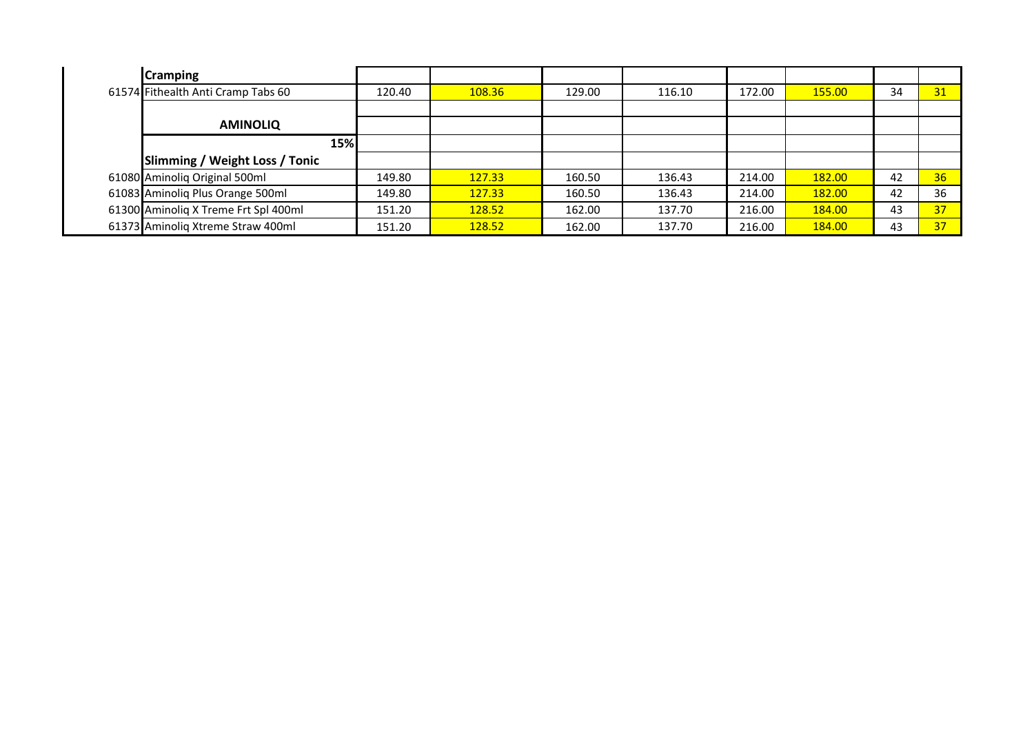| | | | | | | | | | |
|---|---|---|---|---|---|---|---|---|---|
| | **Cramping** | | | | | | | | |
| 61574 | Fithealth Anti Cramp Tabs 60 | 120.40 | 108.36 | 129.00 | 116.10 | 172.00 | 155.00 | 34 | 31 |
| | | | | | | | | | |
| | **AMINOLIQ** | | | | | | | | |
| | **15%** | | | | | | | | |
| | **Slimming / Weight Loss / Tonic** | | | | | | | | |
| 61080 | Aminoliq Original 500ml | 149.80 | 127.33 | 160.50 | 136.43 | 214.00 | 182.00 | 42 | 36 |
| 61083 | Aminoliq Plus Orange 500ml | 149.80 | 127.33 | 160.50 | 136.43 | 214.00 | 182.00 | 42 | 36 |
| 61300 | Aminoliq X Treme Frt Spl 400ml | 151.20 | 128.52 | 162.00 | 137.70 | 216.00 | 184.00 | 43 | 37 |
| 61373 | Aminoliq Xtreme Straw 400ml | 151.20 | 128.52 | 162.00 | 137.70 | 216.00 | 184.00 | 43 | 37 |